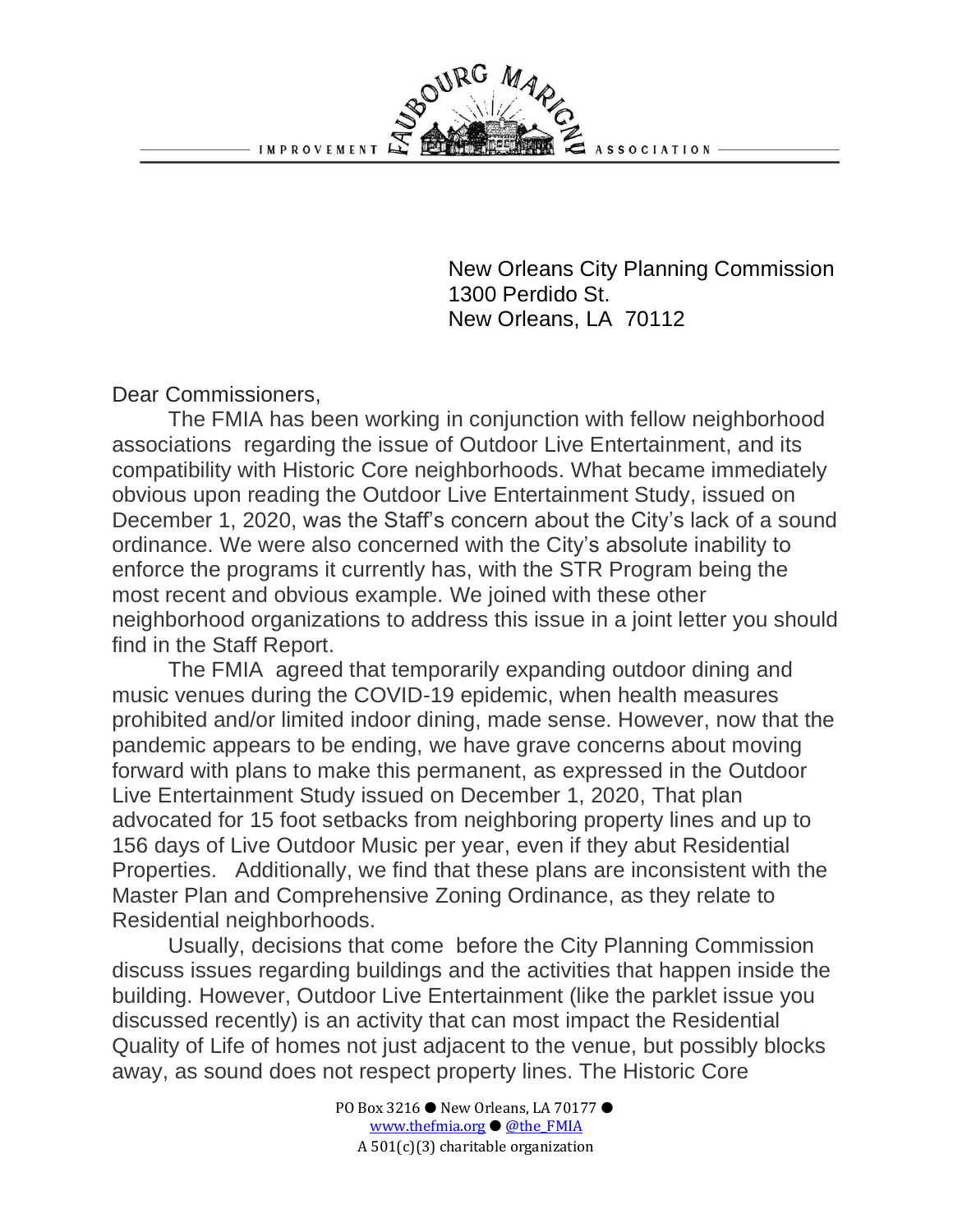Faubourg Marigny Improvement Association

New Orleans City Planning Commission
1300 Perdido St.
New Orleans, LA 70112

Dear Commissioners,

The FMIA has been working in conjunction with fellow neighborhood associations regarding the issue of Outdoor Live Entertainment, and its compatibility with Historic Core neighborhoods. What became immediately obvious upon reading the Outdoor Live Entertainment Study, issued on December 1, 2020, was the Staff's concern about the City's lack of a sound ordinance. We were also concerned with the City's absolute inability to enforce the programs it currently has, with the STR Program being the most recent and obvious example. We joined with these other neighborhood organizations to address this issue in a joint letter you should find in the Staff Report.

The FMIA agreed that temporarily expanding outdoor dining and music venues during the COVID-19 epidemic, when health measures prohibited and/or limited indoor dining, made sense. However, now that the pandemic appears to be ending, we have grave concerns about moving forward with plans to make this permanent, as expressed in the Outdoor Live Entertainment Study issued on December 1, 2020, That plan advocated for 15 foot setbacks from neighboring property lines and up to 156 days of Live Outdoor Music per year, even if they abut Residential Properties. Additionally, we find that these plans are inconsistent with the Master Plan and Comprehensive Zoning Ordinance, as they relate to Residential neighborhoods.

Usually, decisions that come before the City Planning Commission discuss issues regarding buildings and the activities that happen inside the building. However, Outdoor Live Entertainment (like the parklet issue you discussed recently) is an activity that can most impact the Residential Quality of Life of homes not just adjacent to the venue, but possibly blocks away, as sound does not respect property lines. The Historic Core

PO Box 3216 ● New Orleans, LA 70177 ●
www.thefmia.org ● @the_FMIA
A 501(c)(3) charitable organization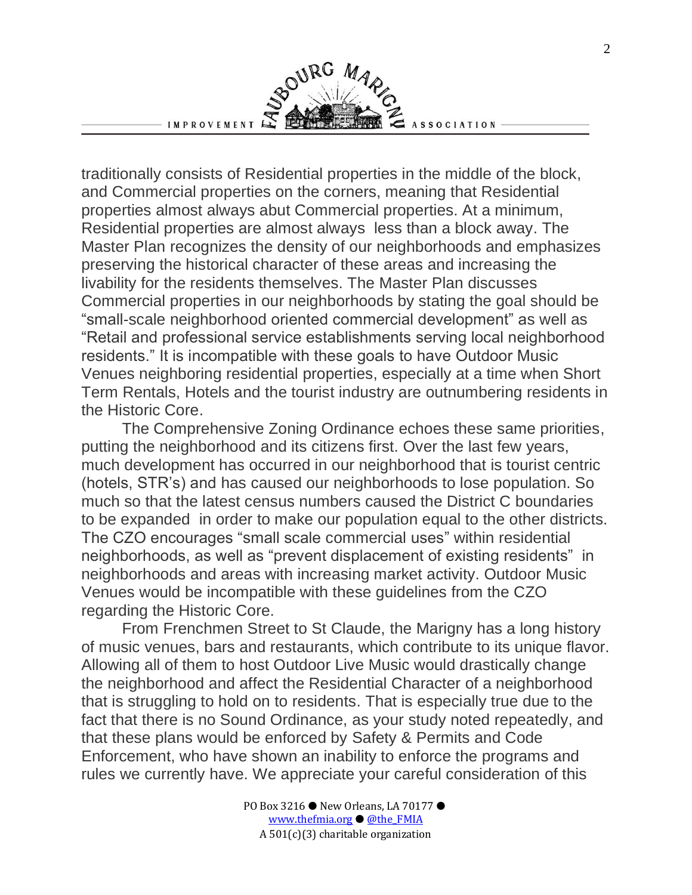traditionally consists of Residential properties in the middle of the block, and Commercial properties on the corners, meaning that Residential properties almost always abut Commercial properties. At a minimum, Residential properties are almost always less than a block away. The Master Plan recognizes the density of our neighborhoods and emphasizes preserving the historical character of these areas and increasing the livability for the residents themselves. The Master Plan discusses Commercial properties in our neighborhoods by stating the goal should be "small-scale neighborhood oriented commercial development" as well as "Retail and professional service establishments serving local neighborhood residents." It is incompatible with these goals to have Outdoor Music Venues neighboring residential properties, especially at a time when Short Term Rentals, Hotels and the tourist industry are outnumbering residents in the Historic Core.

The Comprehensive Zoning Ordinance echoes these same priorities, putting the neighborhood and its citizens first. Over the last few years, much development has occurred in our neighborhood that is tourist centric (hotels, STR's) and has caused our neighborhoods to lose population. So much so that the latest census numbers caused the District C boundaries to be expanded in order to make our population equal to the other districts. The CZO encourages "small scale commercial uses" within residential neighborhoods, as well as "prevent displacement of existing residents" in neighborhoods and areas with increasing market activity. Outdoor Music Venues would be incompatible with these guidelines from the CZO regarding the Historic Core.

From Frenchmen Street to St Claude, the Marigny has a long history of music venues, bars and restaurants, which contribute to its unique flavor. Allowing all of them to host Outdoor Live Music would drastically change the neighborhood and affect the Residential Character of a neighborhood that is struggling to hold on to residents. That is especially true due to the fact that there is no Sound Ordinance, as your study noted repeatedly, and that these plans would be enforced by Safety & Permits and Code Enforcement, who have shown an inability to enforce the programs and rules we currently have. We appreciate your careful consideration of this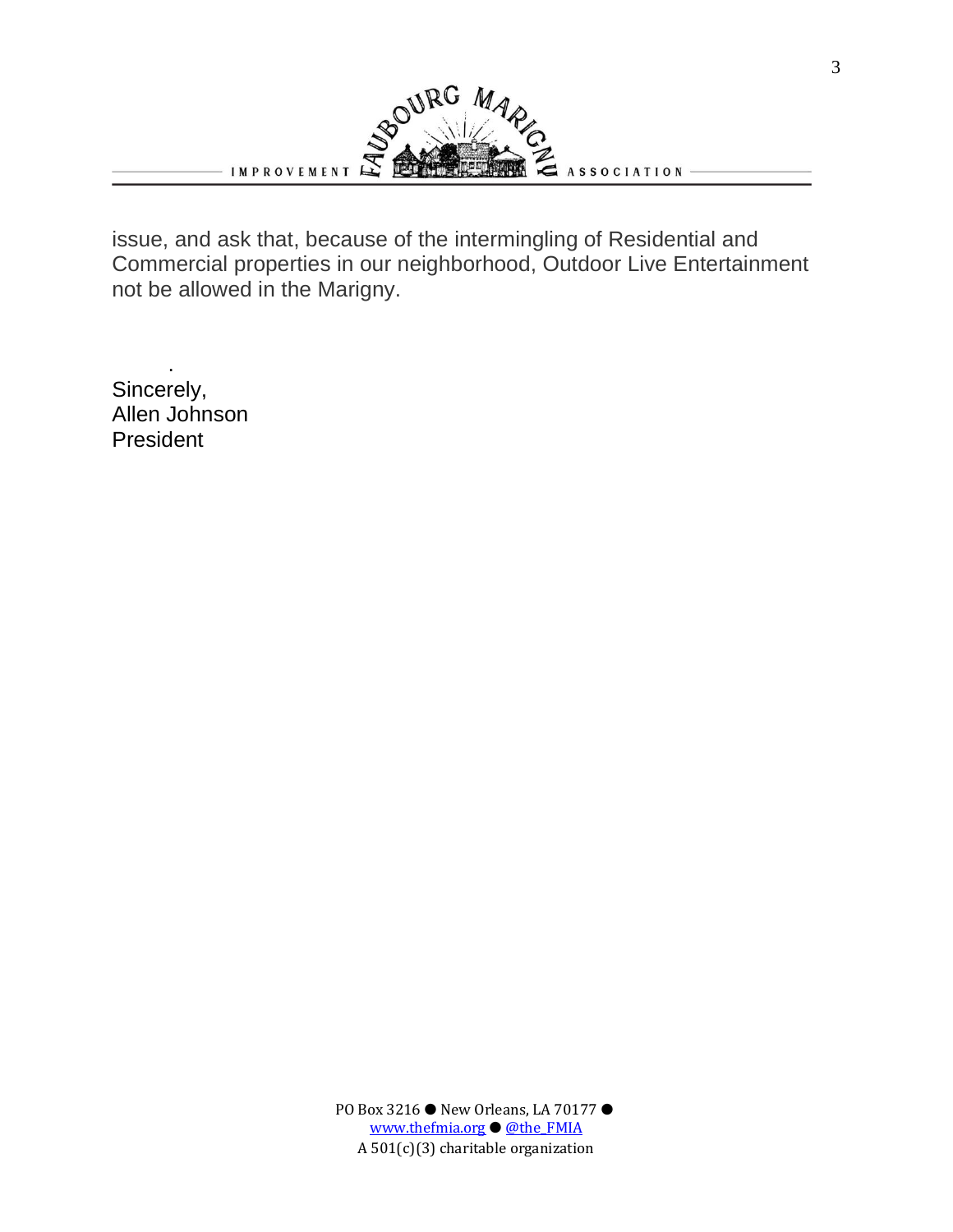issue, and ask that, because of the intermingling of Residential and Commercial properties in our neighborhood, Outdoor Live Entertainment not be allowed in the Marigny.

Sincerely,
Allen Johnson
President